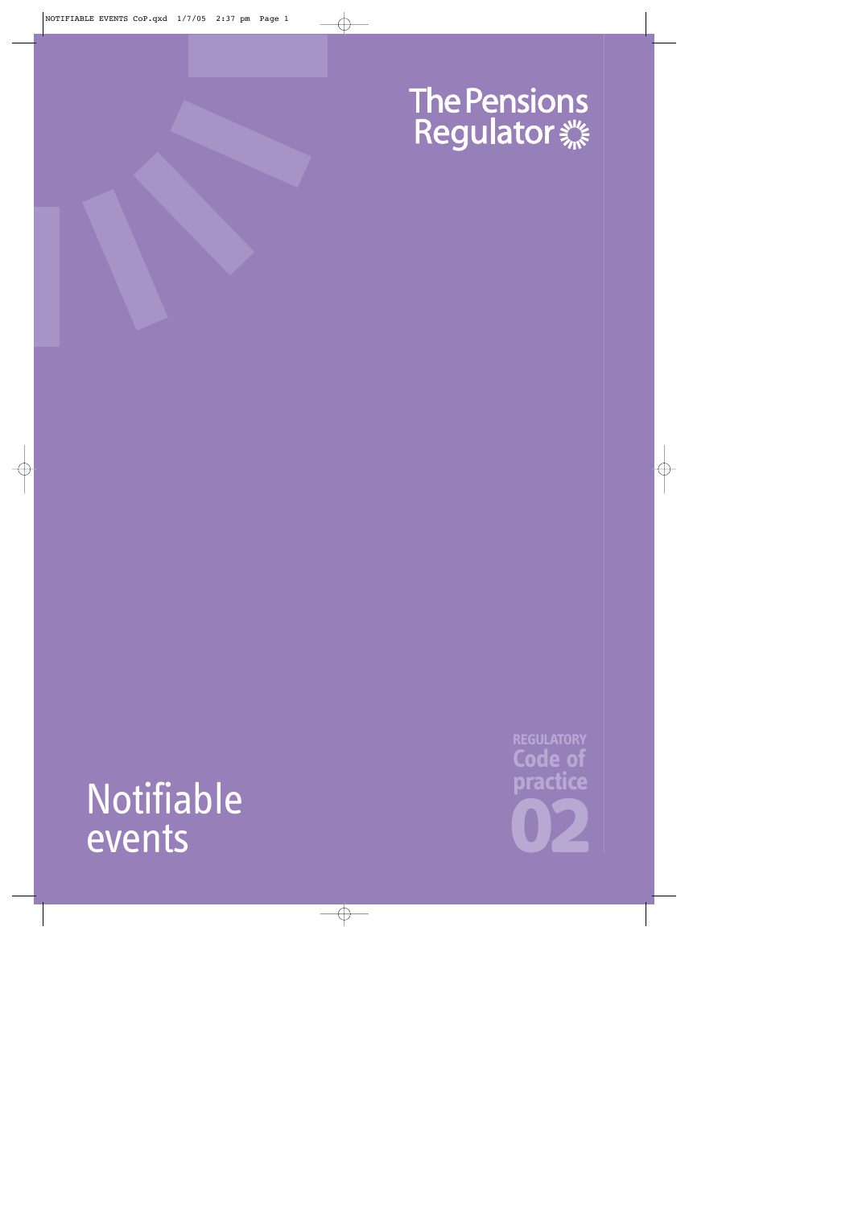The Pensions Regulator

# Notifiable events

REGULATORY
Code of practice
02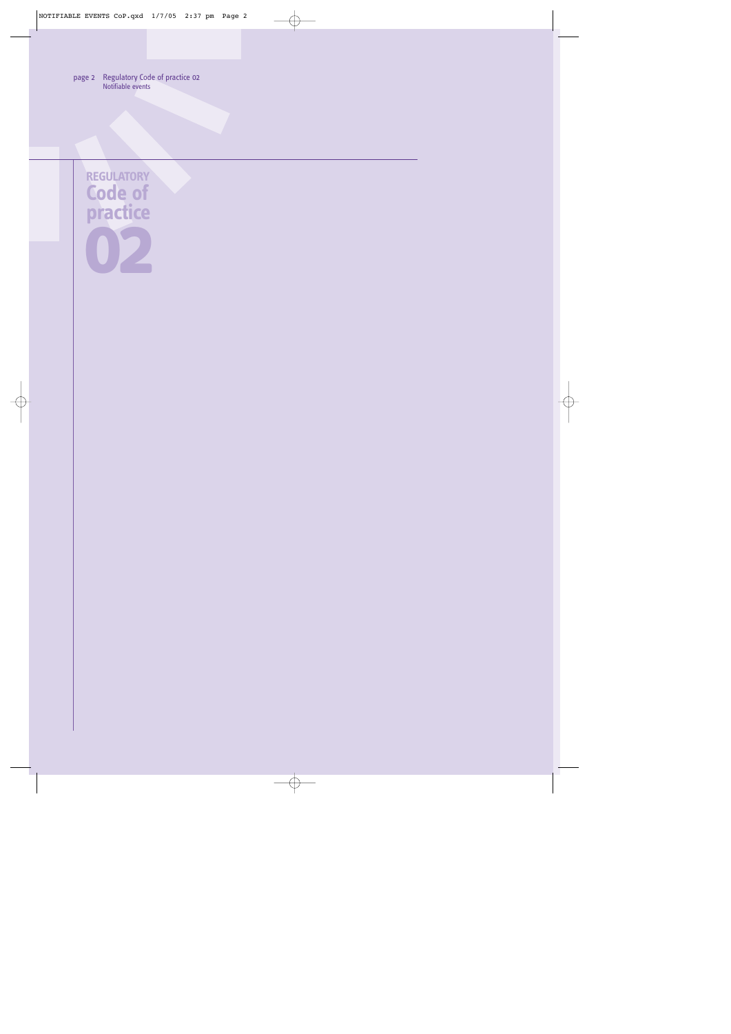REGULATORY
Code of
practice
02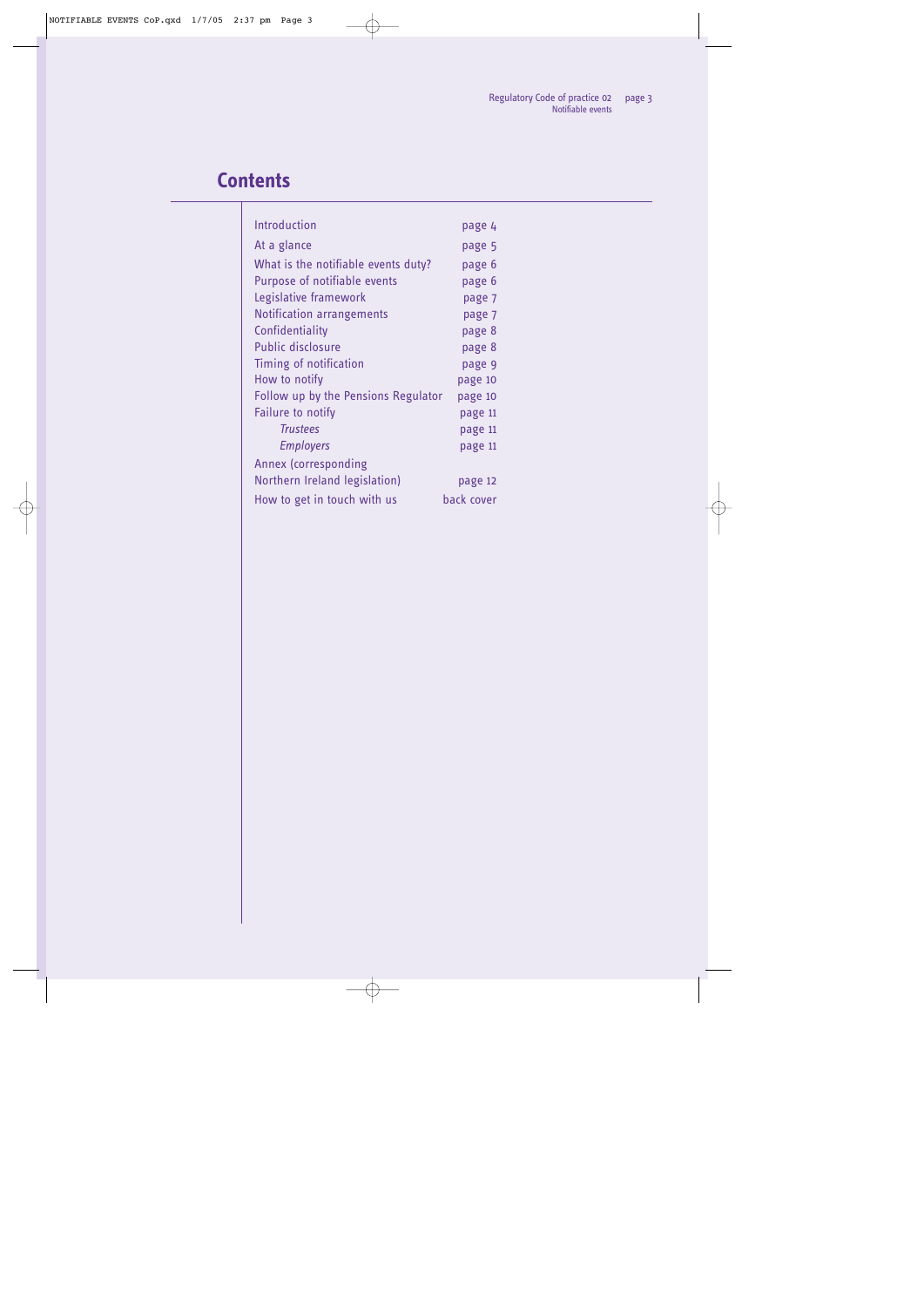# Contents

| | |
|---|---|
| Introduction | page 4 |
| At a glance | page 5 |
| What is the notifiable events duty? | page 6 |
| Purpose of notifiable events | page 6 |
| Legislative framework | page 7 |
| Notification arrangements | page 7 |
| Confidentiality | page 8 |
| Public disclosure | page 8 |
| Timing of notification | page 9 |
| How to notify | page 10 |
| Follow up by the Pensions Regulator | page 10 |
| Failure to notify | page 11 |
| *Trustees* | page 11 |
| *Employers* | page 11 |
| Annex (corresponding Northern Ireland legislation) | page 12 |
| How to get in touch with us | back cover |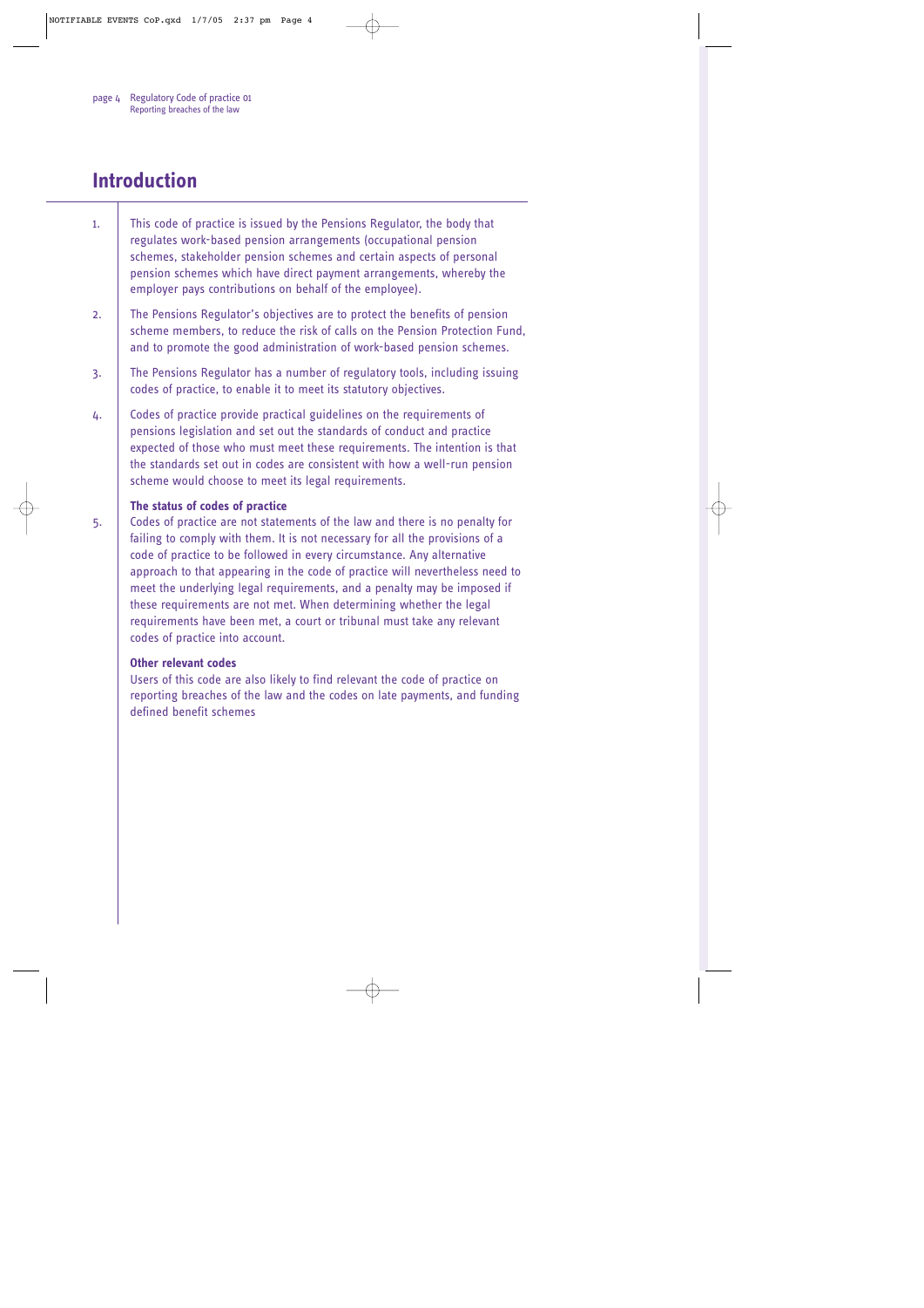# Introduction

1. This code of practice is issued by the Pensions Regulator, the body that regulates work-based pension arrangements (occupational pension schemes, stakeholder pension schemes and certain aspects of personal pension schemes which have direct payment arrangements, whereby the employer pays contributions on behalf of the employee).

2. The Pensions Regulator's objectives are to protect the benefits of pension scheme members, to reduce the risk of calls on the Pension Protection Fund, and to promote the good administration of work-based pension schemes.

3. The Pensions Regulator has a number of regulatory tools, including issuing codes of practice, to enable it to meet its statutory objectives.

4. Codes of practice provide practical guidelines on the requirements of pensions legislation and set out the standards of conduct and practice expected of those who must meet these requirements. The intention is that the standards set out in codes are consistent with how a well-run pension scheme would choose to meet its legal requirements.

**The status of codes of practice**

5. Codes of practice are not statements of the law and there is no penalty for failing to comply with them. It is not necessary for all the provisions of a code of practice to be followed in every circumstance. Any alternative approach to that appearing in the code of practice will nevertheless need to meet the underlying legal requirements, and a penalty may be imposed if these requirements are not met. When determining whether the legal requirements have been met, a court or tribunal must take any relevant codes of practice into account.

**Other relevant codes**

Users of this code are also likely to find relevant the code of practice on reporting breaches of the law and the codes on late payments, and funding defined benefit schemes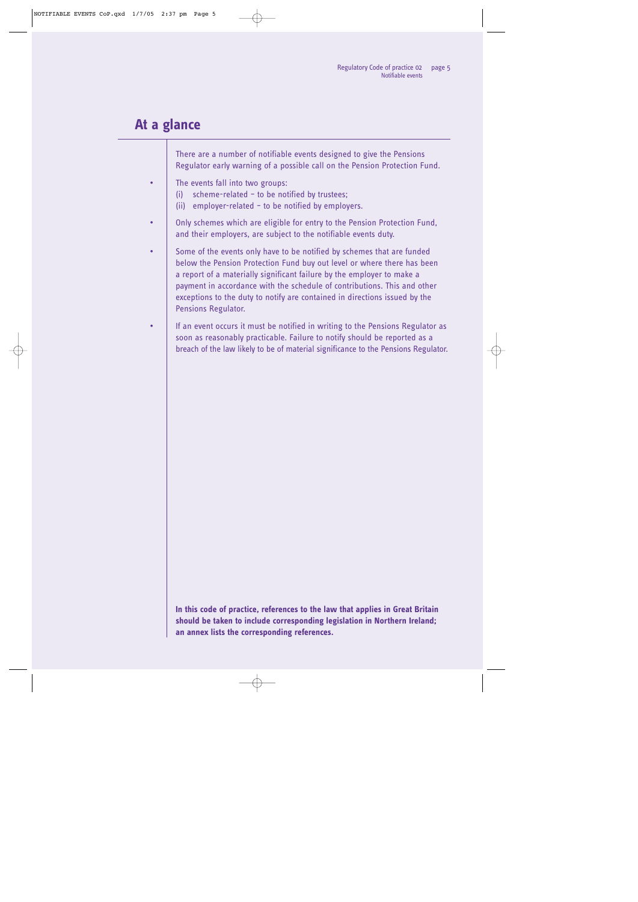## At a glance

There are a number of notifiable events designed to give the Pensions Regulator early warning of a possible call on the Pension Protection Fund.

- The events fall into two groups:
  (i) scheme-related – to be notified by trustees;
  (ii) employer-related – to be notified by employers.
- Only schemes which are eligible for entry to the Pension Protection Fund, and their employers, are subject to the notifiable events duty.
- Some of the events only have to be notified by schemes that are funded below the Pension Protection Fund buy out level or where there has been a report of a materially significant failure by the employer to make a payment in accordance with the schedule of contributions. This and other exceptions to the duty to notify are contained in directions issued by the Pensions Regulator.
- If an event occurs it must be notified in writing to the Pensions Regulator as soon as reasonably practicable. Failure to notify should be reported as a breach of the law likely to be of material significance to the Pensions Regulator.

**In this code of practice, references to the law that applies in Great Britain should be taken to include corresponding legislation in Northern Ireland; an annex lists the corresponding references.**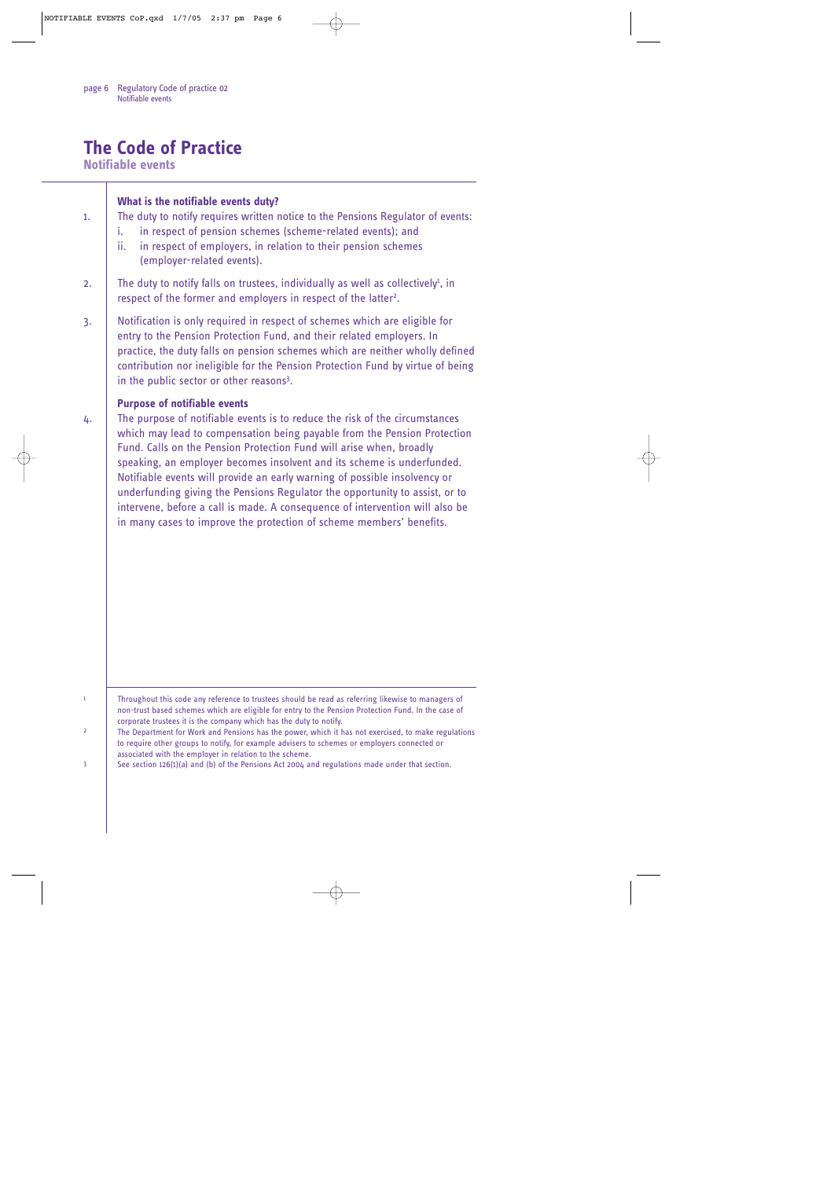# The Code of Practice

## Notifiable events

### What is the notifiable events duty?

1. The duty to notify requires written notice to the Pensions Regulator of events:
   i. in respect of pension schemes (scheme-related events); and
   ii. in respect of employers, in relation to their pension schemes (employer-related events).

2. The duty to notify falls on trustees, individually as well as collectively[1], in respect of the former and employers in respect of the latter[2].

3. Notification is only required in respect of schemes which are eligible for entry to the Pension Protection Fund, and their related employers. In practice, the duty falls on pension schemes which are neither wholly defined contribution nor ineligible for the Pension Protection Fund by virtue of being in the public sector or other reasons[3].

### Purpose of notifiable events

4. The purpose of notifiable events is to reduce the risk of the circumstances which may lead to compensation being payable from the Pension Protection Fund. Calls on the Pension Protection Fund will arise when, broadly speaking, an employer becomes insolvent and its scheme is underfunded. Notifiable events will provide an early warning of possible insolvency or underfunding giving the Pensions Regulator the opportunity to assist, or to intervene, before a call is made. A consequence of intervention will also be in many cases to improve the protection of scheme members' benefits.

---

[1] Throughout this code any reference to trustees should be read as referring likewise to managers of non-trust based schemes which are eligible for entry to the Pension Protection Fund. In the case of corporate trustees it is the company which has the duty to notify.

[2] The Department for Work and Pensions has the power, which it has not exercised, to make regulations to require other groups to notify, for example advisers to schemes or employers connected or associated with the employer in relation to the scheme.

[3] See section 126(1)(a) and (b) of the Pensions Act 2004 and regulations made under that section.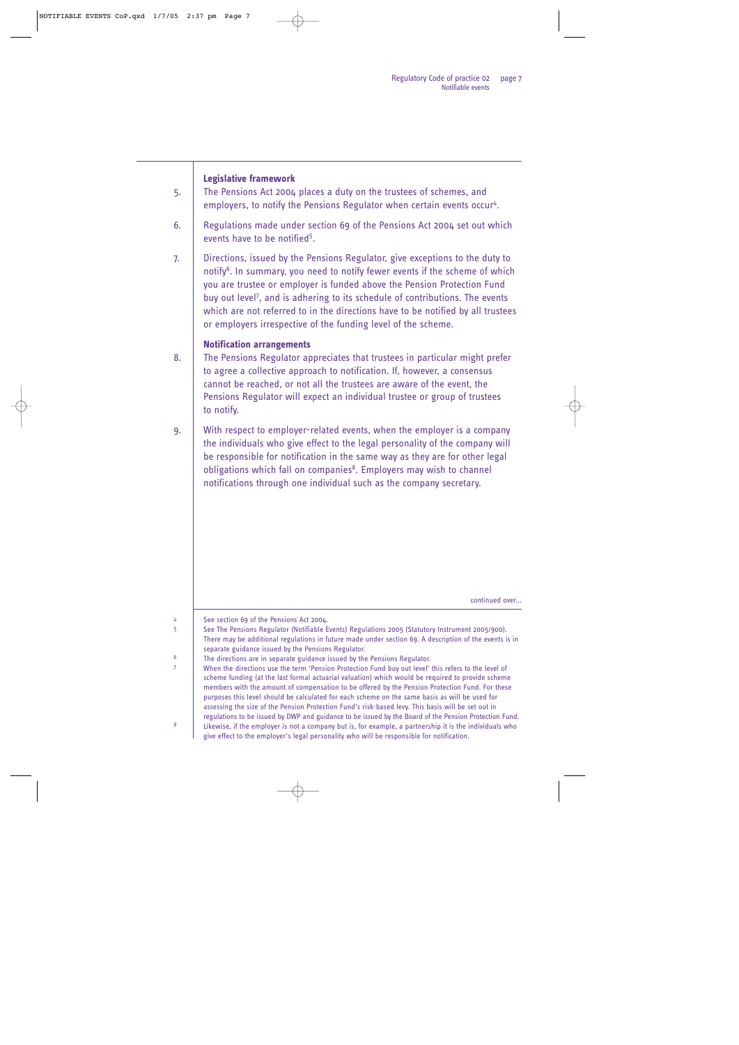## Legislative framework

5. The Pensions Act 2004 places a duty on the trustees of schemes, and employers, to notify the Pensions Regulator when certain events occur[4].

6. Regulations made under section 69 of the Pensions Act 2004 set out which events have to be notified[5].

7. Directions, issued by the Pensions Regulator, give exceptions to the duty to notify[6]. In summary, you need to notify fewer events if the scheme of which you are trustee or employer is funded above the Pension Protection Fund buy out level[7], and is adhering to its schedule of contributions. The events which are not referred to in the directions have to be notified by all trustees or employers irrespective of the funding level of the scheme.

## Notification arrangements

8. The Pensions Regulator appreciates that trustees in particular might prefer to agree a collective approach to notification. If, however, a consensus cannot be reached, or not all the trustees are aware of the event, the Pensions Regulator will expect an individual trustee or group of trustees to notify.

9. With respect to employer-related events, when the employer is a company the individuals who give effect to the legal personality of the company will be responsible for notification in the same way as they are for other legal obligations which fall on companies[8]. Employers may wish to channel notifications through one individual such as the company secretary.

continued over...

---

4 See section 69 of the Pensions Act 2004.

5 See The Pensions Regulator (Notifiable Events) Regulations 2005 (Statutory Instrument 2005/900). There may be additional regulations in future made under section 69. A description of the events is in separate guidance issued by the Pensions Regulator.

6 The directions are in separate guidance issued by the Pensions Regulator.

7 When the directions use the term 'Pension Protection Fund buy out level' this refers to the level of scheme funding (at the last formal actuarial valuation) which would be required to provide scheme members with the amount of compensation to be offered by the Pension Protection Fund. For these purposes this level should be calculated for each scheme on the same basis as will be used for assessing the size of the Pension Protection Fund's risk-based levy. This basis will be set out in regulations to be issued by DWP and guidance to be issued by the Board of the Pension Protection Fund.

8 Likewise, if the employer is not a company but is, for example, a partnership it is the individuals who give effect to the employer's legal personality who will be responsible for notification.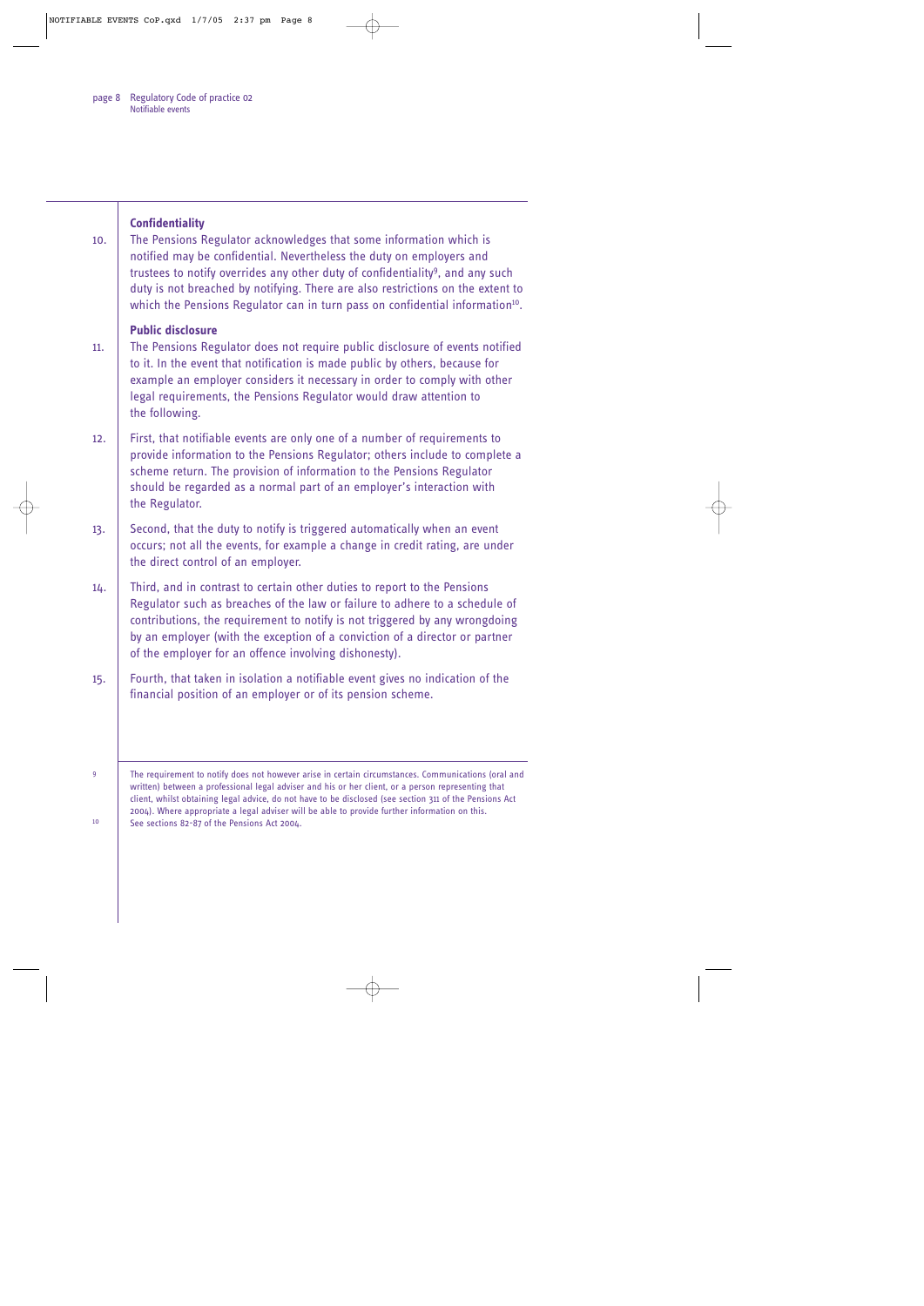**Confidentiality**

10. The Pensions Regulator acknowledges that some information which is notified may be confidential. Nevertheless the duty on employers and trustees to notify overrides any other duty of confidentiality[9], and any such duty is not breached by notifying. There are also restrictions on the extent to which the Pensions Regulator can in turn pass on confidential information[10].

**Public disclosure**

11. The Pensions Regulator does not require public disclosure of events notified to it. In the event that notification is made public by others, because for example an employer considers it necessary in order to comply with other legal requirements, the Pensions Regulator would draw attention to the following.

12. First, that notifiable events are only one of a number of requirements to provide information to the Pensions Regulator; others include to complete a scheme return. The provision of information to the Pensions Regulator should be regarded as a normal part of an employer's interaction with the Regulator.

13. Second, that the duty to notify is triggered automatically when an event occurs; not all the events, for example a change in credit rating, are under the direct control of an employer.

14. Third, and in contrast to certain other duties to report to the Pensions Regulator such as breaches of the law or failure to adhere to a schedule of contributions, the requirement to notify is not triggered by any wrongdoing by an employer (with the exception of a conviction of a director or partner of the employer for an offence involving dishonesty).

15. Fourth, that taken in isolation a notifiable event gives no indication of the financial position of an employer or of its pension scheme.

---

9 The requirement to notify does not however arise in certain circumstances. Communications (oral and written) between a professional legal adviser and his or her client, or a person representing that client, whilst obtaining legal advice, do not have to be disclosed (see section 311 of the Pensions Act 2004). Where appropriate a legal adviser will be able to provide further information on this.

10 See sections 82-87 of the Pensions Act 2004.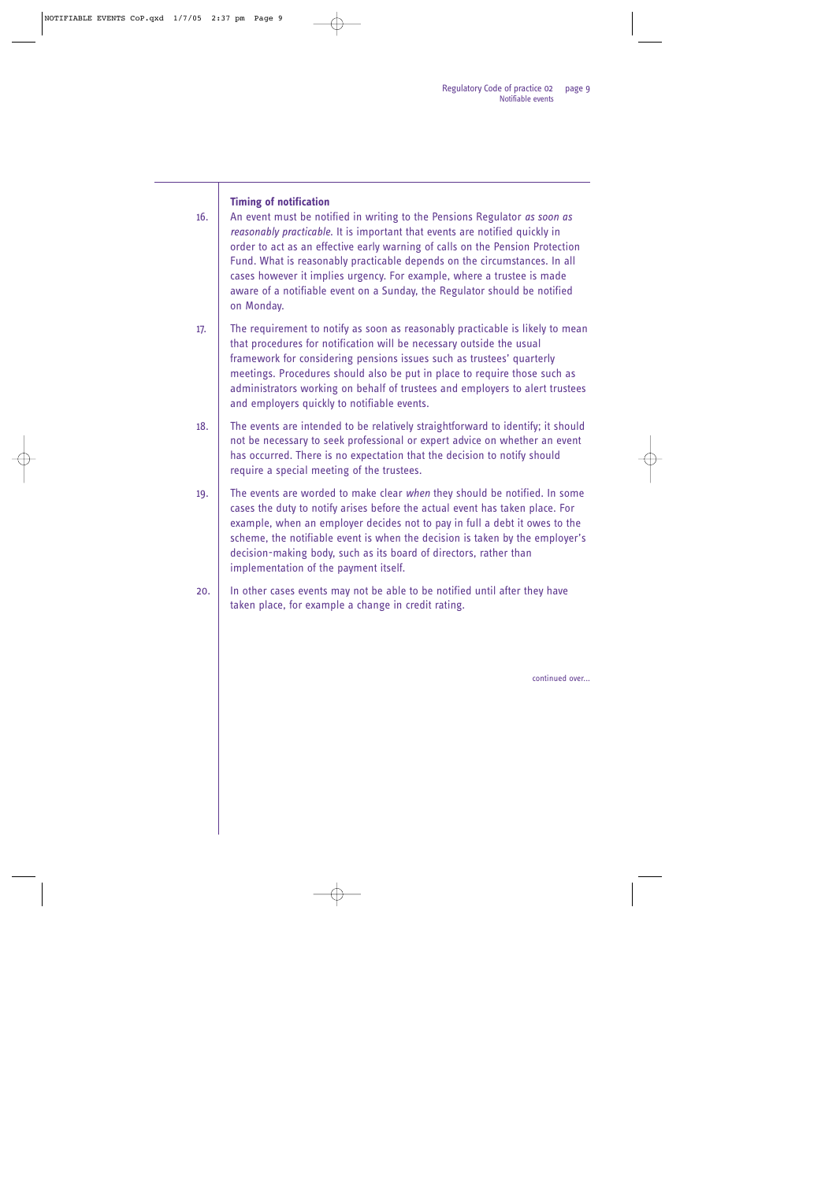### Timing of notification

16. An event must be notified in writing to the Pensions Regulator *as soon as reasonably practicable*. It is important that events are notified quickly in order to act as an effective early warning of calls on the Pension Protection Fund. What is reasonably practicable depends on the circumstances. In all cases however it implies urgency. For example, where a trustee is made aware of a notifiable event on a Sunday, the Regulator should be notified on Monday.

17. The requirement to notify as soon as reasonably practicable is likely to mean that procedures for notification will be necessary outside the usual framework for considering pensions issues such as trustees' quarterly meetings. Procedures should also be put in place to require those such as administrators working on behalf of trustees and employers to alert trustees and employers quickly to notifiable events.

18. The events are intended to be relatively straightforward to identify; it should not be necessary to seek professional or expert advice on whether an event has occurred. There is no expectation that the decision to notify should require a special meeting of the trustees.

19. The events are worded to make clear *when* they should be notified. In some cases the duty to notify arises before the actual event has taken place. For example, when an employer decides not to pay in full a debt it owes to the scheme, the notifiable event is when the decision is taken by the employer's decision-making body, such as its board of directors, rather than implementation of the payment itself.

20. In other cases events may not be able to be notified until after they have taken place, for example a change in credit rating.

continued over...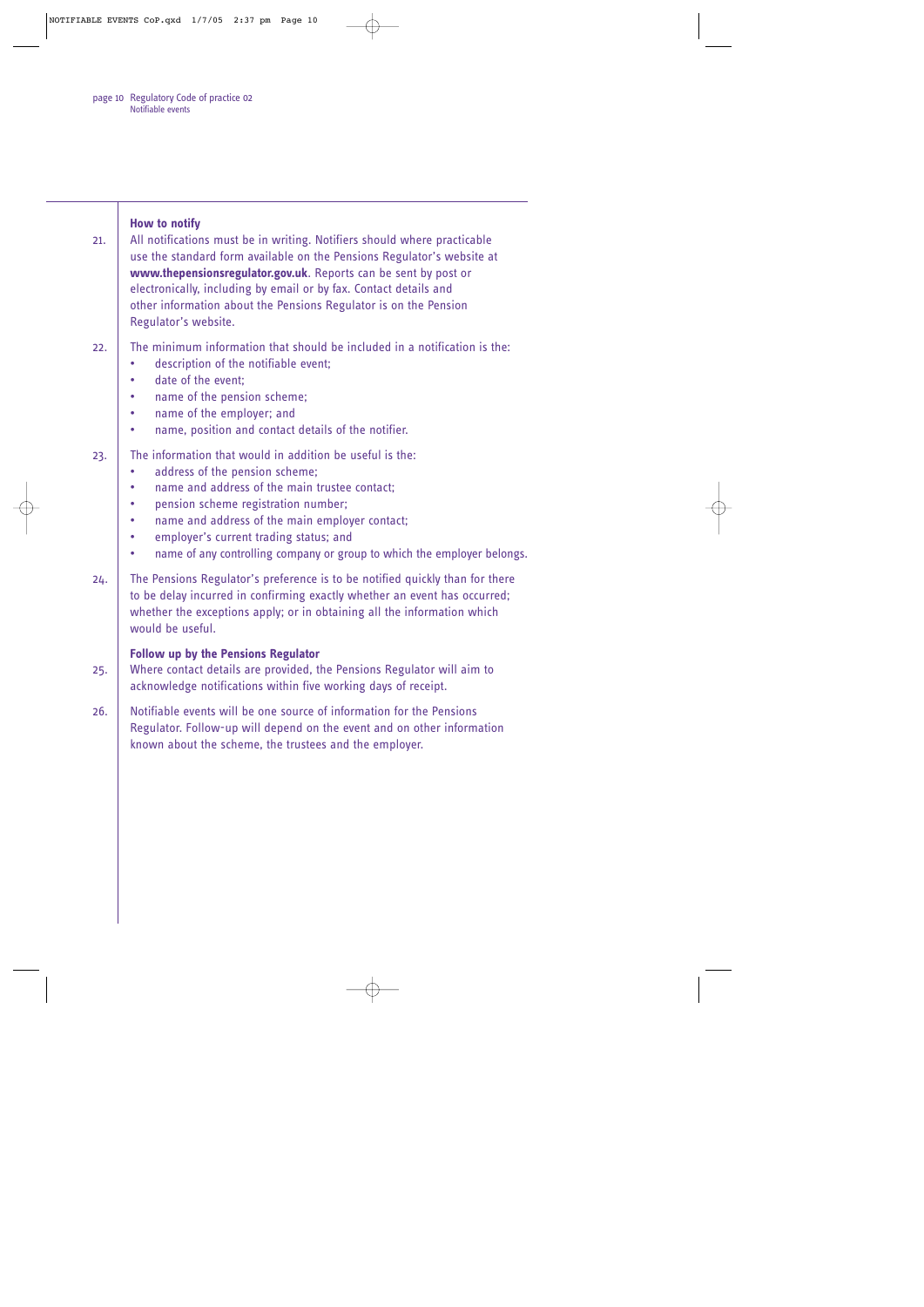### How to notify

21. All notifications must be in writing. Notifiers should where practicable use the standard form available on the Pensions Regulator's website at **www.thepensionsregulator.gov.uk**. Reports can be sent by post or electronically, including by email or by fax. Contact details and other information about the Pensions Regulator is on the Pension Regulator's website.

22. The minimum information that should be included in a notification is the:
    - description of the notifiable event;
    - date of the event;
    - name of the pension scheme;
    - name of the employer; and
    - name, position and contact details of the notifier.

23. The information that would in addition be useful is the:
    - address of the pension scheme;
    - name and address of the main trustee contact;
    - pension scheme registration number;
    - name and address of the main employer contact;
    - employer's current trading status; and
    - name of any controlling company or group to which the employer belongs.

24. The Pensions Regulator's preference is to be notified quickly than for there to be delay incurred in confirming exactly whether an event has occurred; whether the exceptions apply; or in obtaining all the information which would be useful.

### Follow up by the Pensions Regulator

25. Where contact details are provided, the Pensions Regulator will aim to acknowledge notifications within five working days of receipt.

26. Notifiable events will be one source of information for the Pensions Regulator. Follow-up will depend on the event and on other information known about the scheme, the trustees and the employer.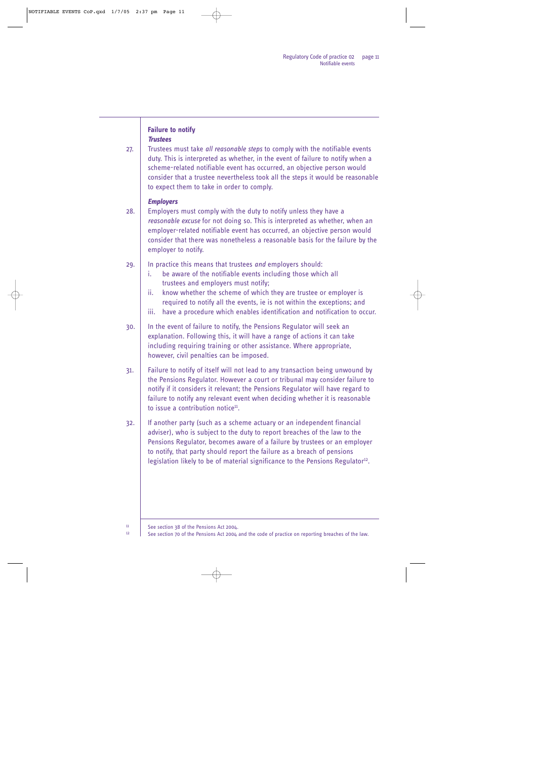### Failure to notify

#### *Trustees*

27. Trustees must take *all reasonable steps* to comply with the notifiable events duty. This is interpreted as whether, in the event of failure to notify when a scheme-related notifiable event has occurred, an objective person would consider that a trustee nevertheless took all the steps it would be reasonable to expect them to take in order to comply.

#### *Employers*

28. Employers must comply with the duty to notify unless they have a *reasonable excuse* for not doing so. This is interpreted as whether, when an employer-related notifiable event has occurred, an objective person would consider that there was nonetheless a reasonable basis for the failure by the employer to notify.

29. In practice this means that trustees *and* employers should:
    i. be aware of the notifiable events including those which all trustees and employers must notify;
    ii. know whether the scheme of which they are trustee or employer is required to notify all the events, ie is not within the exceptions; and
    iii. have a procedure which enables identification and notification to occur.

30. In the event of failure to notify, the Pensions Regulator will seek an explanation. Following this, it will have a range of actions it can take including requiring training or other assistance. Where appropriate, however, civil penalties can be imposed.

31. Failure to notify of itself will not lead to any transaction being unwound by the Pensions Regulator. However a court or tribunal may consider failure to notify if it considers it relevant; the Pensions Regulator will have regard to failure to notify any relevant event when deciding whether it is reasonable to issue a contribution notice[11].

32. If another party (such as a scheme actuary or an independent financial adviser), who is subject to the duty to report breaches of the law to the Pensions Regulator, becomes aware of a failure by trustees or an employer to notify, that party should report the failure as a breach of pensions legislation likely to be of material significance to the Pensions Regulator[12].

---

[11] See section 38 of the Pensions Act 2004.

[12] See section 70 of the Pensions Act 2004 and the code of practice on reporting breaches of the law.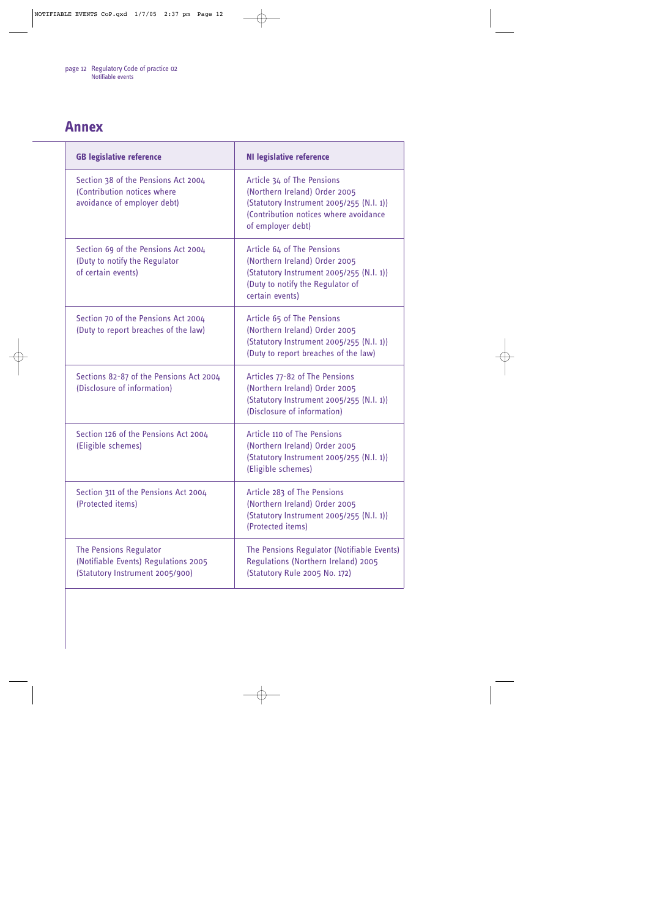## Annex

| GB legislative reference | NI legislative reference |
|---|---|
| Section 38 of the Pensions Act 2004 (Contribution notices where avoidance of employer debt) | Article 34 of The Pensions (Northern Ireland) Order 2005 (Statutory Instrument 2005/255 (N.I. 1)) (Contribution notices where avoidance of employer debt) |
| Section 69 of the Pensions Act 2004 (Duty to notify the Regulator of certain events) | Article 64 of The Pensions (Northern Ireland) Order 2005 (Statutory Instrument 2005/255 (N.I. 1)) (Duty to notify the Regulator of certain events) |
| Section 70 of the Pensions Act 2004 (Duty to report breaches of the law) | Article 65 of The Pensions (Northern Ireland) Order 2005 (Statutory Instrument 2005/255 (N.I. 1)) (Duty to report breaches of the law) |
| Sections 82-87 of the Pensions Act 2004 (Disclosure of information) | Articles 77-82 of The Pensions (Northern Ireland) Order 2005 (Statutory Instrument 2005/255 (N.I. 1)) (Disclosure of information) |
| Section 126 of the Pensions Act 2004 (Eligible schemes) | Article 110 of The Pensions (Northern Ireland) Order 2005 (Statutory Instrument 2005/255 (N.I. 1)) (Eligible schemes) |
| Section 311 of the Pensions Act 2004 (Protected items) | Article 283 of The Pensions (Northern Ireland) Order 2005 (Statutory Instrument 2005/255 (N.I. 1)) (Protected items) |
| The Pensions Regulator (Notifiable Events) Regulations 2005 (Statutory Instrument 2005/900) | The Pensions Regulator (Notifiable Events) Regulations (Northern Ireland) 2005 (Statutory Rule 2005 No. 172) |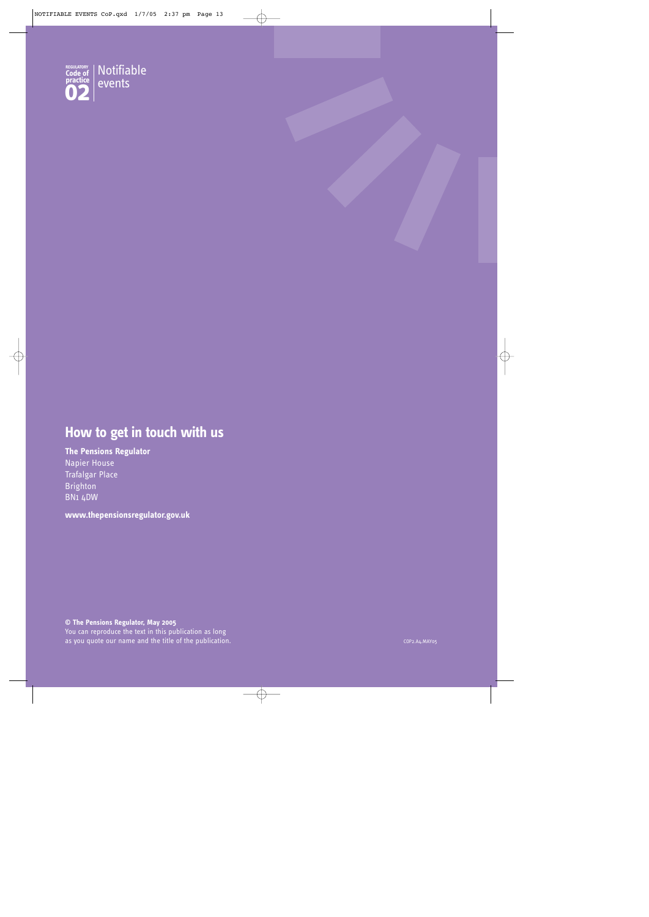REGULATORY Code of practice 02 | Notifiable events

## How to get in touch with us

**The Pensions Regulator**
Napier House
Trafalgar Place
Brighton
BN1 4DW

**www.thepensionsregulator.gov.uk**

**© The Pensions Regulator, May 2005**
You can reproduce the text in this publication as long as you quote our name and the title of the publication.

COP2.A4.MAY05